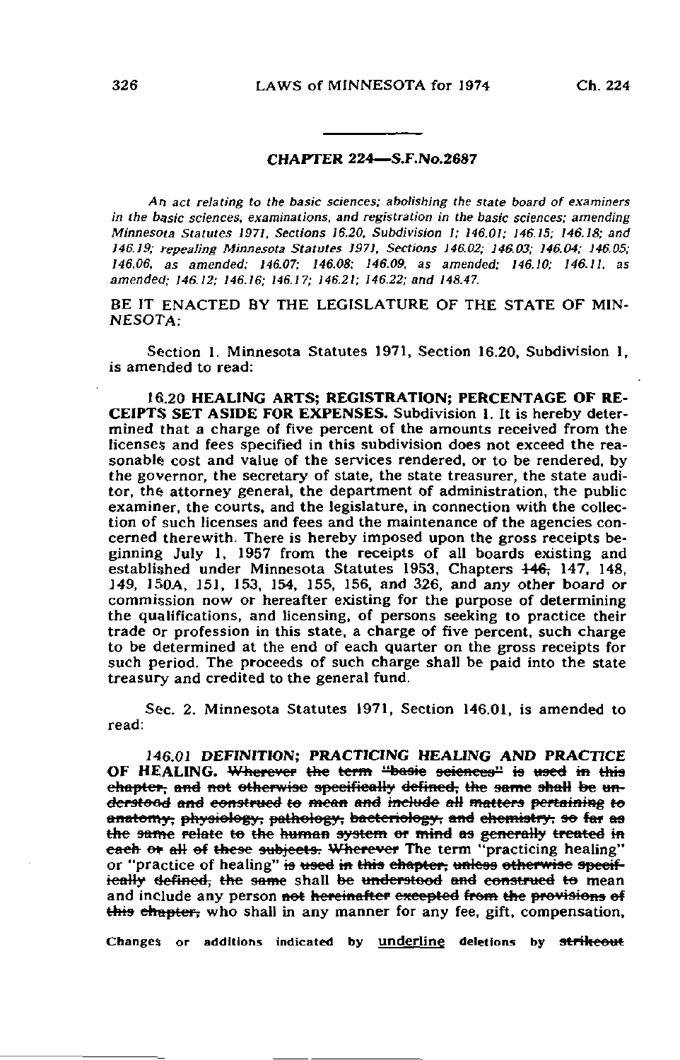## CHAPTER 224—S.F.No.2687

*An act relating to the basic sciences; abolishing the state board of examiners in the basic sciences, examinations, and registration in the basic sciences; amending Minnesota Statutes 1971, Sections 16.20, Subdivision 1; 146.01; 146.15; 146.18; and 146.19; repealing Minnesota Statutes 1971, Sections 146.02; 146.03; 146.04; 146.05; 146.06, as amended; 146.07; 146.08; 146.09, as amended; 146.10; 146.11, as amended; 146.12; 146.16; 146.17; 146.21; 146.22; and 148.47.*

BE IT ENACTED BY THE LEGISLATURE OF THE STATE OF MINNESOTA:

Section 1. Minnesota Statutes 1971, Section 16.20, Subdivision 1, is amended to read:

16.20 HEALING ARTS; REGISTRATION; PERCENTAGE OF RECEIPTS SET ASIDE FOR EXPENSES. Subdivision 1. It is hereby determined that a charge of five percent of the amounts received from the licenses and fees specified in this subdivision does not exceed the reasonable cost and value of the services rendered, or to be rendered, by the governor, the secretary of state, the state treasurer, the state auditor, the attorney general, the department of administration, the public examiner, the courts, and the legislature, in connection with the collection of such licenses and fees and the maintenance of the agencies concerned therewith. There is hereby imposed upon the gross receipts beginning July 1, 1957 from the receipts of all boards existing and established under Minnesota Statutes 1953, Chapters ~~146,~~ 147, 148, 149, 150A, 151, 153, 154, 155, 156, and 326, and any other board or commission now or hereafter existing for the purpose of determining the qualifications, and licensing, of persons seeking to practice their trade or profession in this state, a charge of five percent, such charge to be determined at the end of each quarter on the gross receipts for such period. The proceeds of such charge shall be paid into the state treasury and credited to the general fund.

Sec. 2. Minnesota Statutes 1971, Section 146.01, is amended to read:

*146.01 DEFINITION; PRACTICING HEALING AND PRACTICE* OF HEALING. ~~Wherever the term "basic sciences" is used in this chapter, and not otherwise specifically defined, the same shall be understood and construed to mean and include all matters pertaining to anatomy, physiology, pathology, bacteriology, and chemistry, so far as the same relate to the human system or mind as generally treated in each or all of these subjects. Wherever~~ The term "practicing healing" or "practice of healing" ~~is used in this chapter, unless otherwise specifically defined, the same~~ shall ~~be understood and construed to~~ mean and include any person ~~not hereinafter excepted from the provisions of this chapter,~~ who shall in any manner for any fee, gift, compensation,

Changes or additions indicated by underline deletions by ~~strikeout~~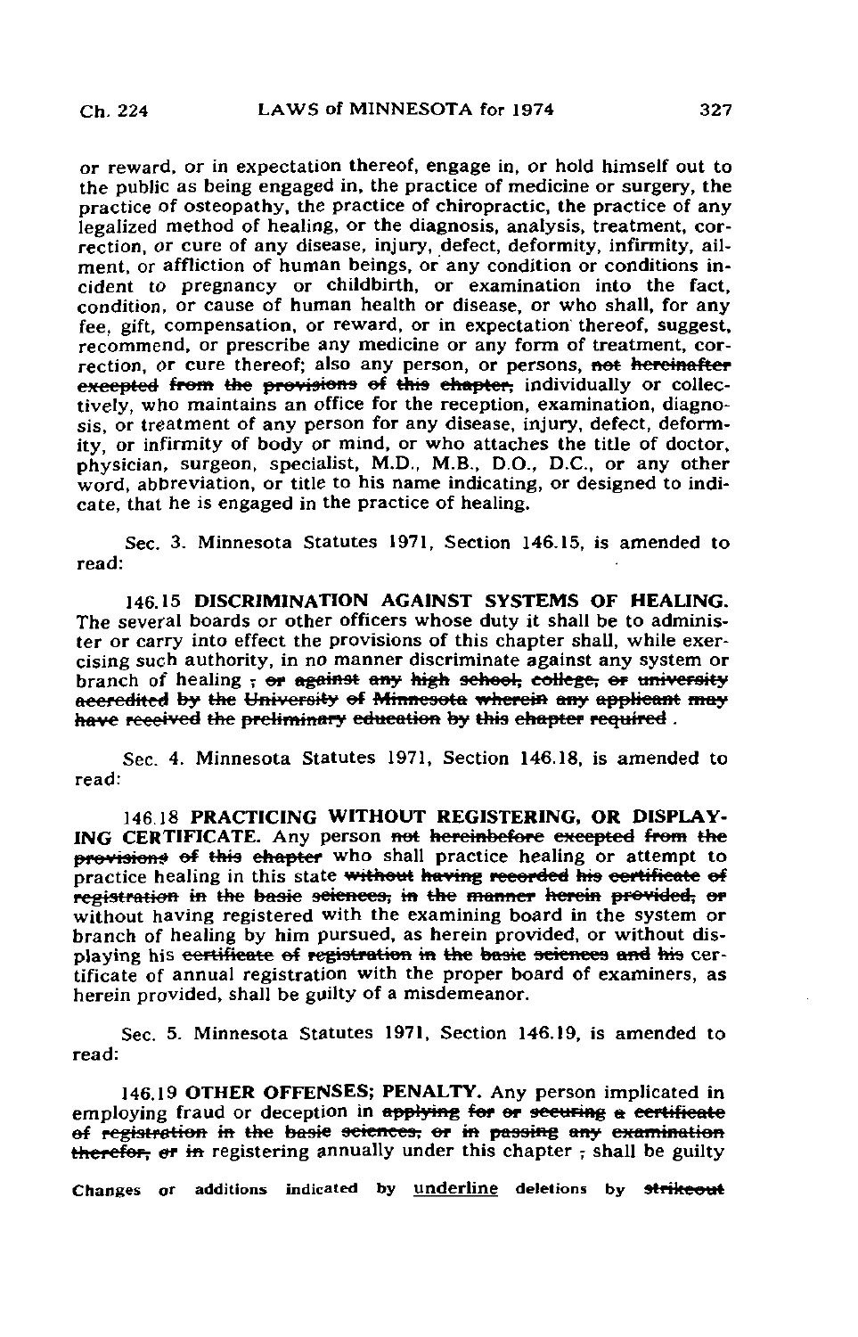or reward, or in expectation thereof, engage in, or hold himself out to the public as being engaged in, the practice of medicine or surgery, the practice of osteopathy, the practice of chiropractic, the practice of any legalized method of healing, or the diagnosis, analysis, treatment, correction, or cure of any disease, injury, defect, deformity, infirmity, ailment, or affliction of human beings, or any condition or conditions incident to pregnancy or childbirth, or examination into the fact, condition, or cause of human health or disease, or who shall, for any fee, gift, compensation, or reward, or in expectation thereof, suggest, recommend, or prescribe any medicine or any form of treatment, correction, or cure thereof; also any person, or persons, ~~not hereinafter excepted from the provisions of this chapter,~~ individually or collectively, who maintains an office for the reception, examination, diagnosis, or treatment of any person for any disease, injury, defect, deformity, or infirmity of body or mind, or who attaches the title of doctor, physician, surgeon, specialist, M.D., M.B., D.O., D.C., or any other word, abbreviation, or title to his name indicating, or designed to indicate, that he is engaged in the practice of healing.

Sec. 3. Minnesota Statutes 1971, Section 146.15, is amended to read:

146.15 **DISCRIMINATION AGAINST SYSTEMS OF HEALING.** The several boards or other officers whose duty it shall be to administer or carry into effect the provisions of this chapter shall, while exercising such authority, in no manner discriminate against any system or branch of healing ~~, or against any high school, college, or university accredited by the University of Minnesota wherein any applicant may have received the preliminary education by this chapter required~~ .

Sec. 4. Minnesota Statutes 1971, Section 146.18, is amended to read:

146.18 **PRACTICING WITHOUT REGISTERING, OR DISPLAYING CERTIFICATE.** Any person ~~not hereinbefore excepted from the provisions of this chapter~~ who shall practice healing or attempt to practice healing in this state ~~without having recorded his certificate of registration in the basic sciences, in the manner herein provided, or~~ without having registered with the examining board in the system or branch of healing by him pursued, as herein provided, or without displaying his ~~certificate of registration in the basic sciences and his~~ certificate of annual registration with the proper board of examiners, as herein provided, shall be guilty of a misdemeanor.

Sec. 5. Minnesota Statutes 1971, Section 146.19, is amended to read:

146.19 **OTHER OFFENSES; PENALTY.** Any person implicated in employing fraud or deception in ~~applying for or securing a certificate of registration in the basic sciences, or in passing any examination therefor, or in~~ registering annually under this chapter ~~,~~ shall be guilty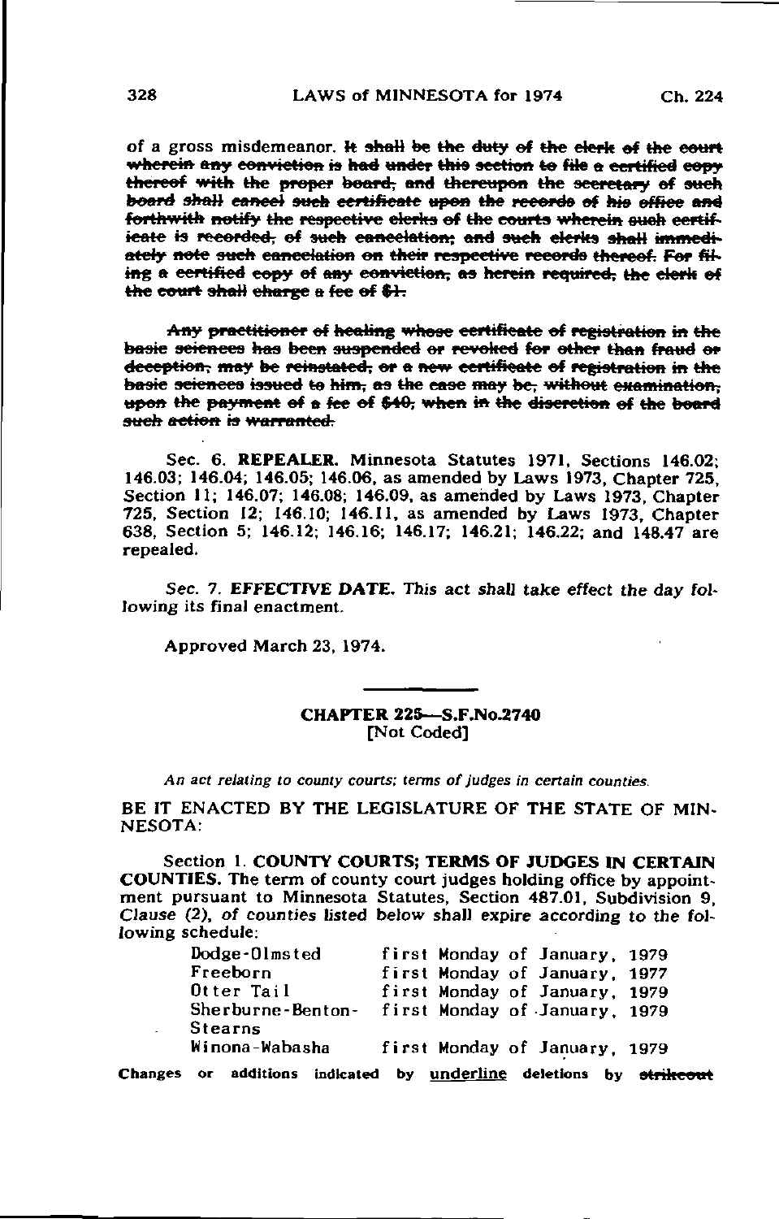of a gross misdemeanor. ~~It shall be the duty of the clerk of the court wherein any conviction is had under this section to file a certified copy thereof with the proper board, and thereupon the secretary of such board shall cancel such certificate upon the records of his office and forthwith notify the respective clerks of the courts wherein such certificate is recorded, of such cancelation; and such clerks shall immediately note such cancelation on their respective records thereof. For filing a certified copy of any conviction, as herein required, the clerk of the court shall charge a fee of $1.~~

~~Any practitioner of healing whose certificate of registration in the basic sciences has been suspended or revoked for other than fraud or deception, may be reinstated, or a new certificate of registration in the basic sciences issued to him, as the case may be, without examination, upon the payment of a fee of $40, when in the discretion of the board such action is warranted.~~

Sec. 6. **REPEALER.** Minnesota Statutes 1971, Sections 146.02; 146.03; 146.04; 146.05; 146.06, as amended by Laws 1973, Chapter 725, Section 11; 146.07; 146.08; 146.09, as amended by Laws 1973, Chapter 725, Section 12; 146.10; 146.11, as amended by Laws 1973, Chapter 638, Section 5; 146.12; 146.16; 146.17; 146.21; 146.22; and 148.47 are repealed.

*Sec. 7.* ***EFFECTIVE DATE.*** *This act shall take effect the day following its final enactment.*

Approved March 23, 1974.

---

## CHAPTER 225—S.F.No.2740
[Not Coded]

*An act relating to county courts; terms of judges in certain counties.*

BE IT ENACTED BY THE LEGISLATURE OF THE STATE OF MINNESOTA:

Section 1. **COUNTY COURTS; TERMS OF JUDGES IN CERTAIN COUNTIES.** The term of county court judges holding office by appointment pursuant to Minnesota Statutes, Section 487.01, Subdivision 9, Clause (2), of counties listed below shall expire according to the following schedule:

| | |
|---|---|
| Dodge-Olmsted | first Monday of January, 1979 |
| Freeborn | first Monday of January, 1977 |
| Otter Tail | first Monday of January, 1979 |
| Sherburne-Benton-Stearns | first Monday of January, 1979 |
| Winona-Wabasha | first Monday of January, 1979 |

Changes or additions indicated by underline deletions by ~~strikeout~~